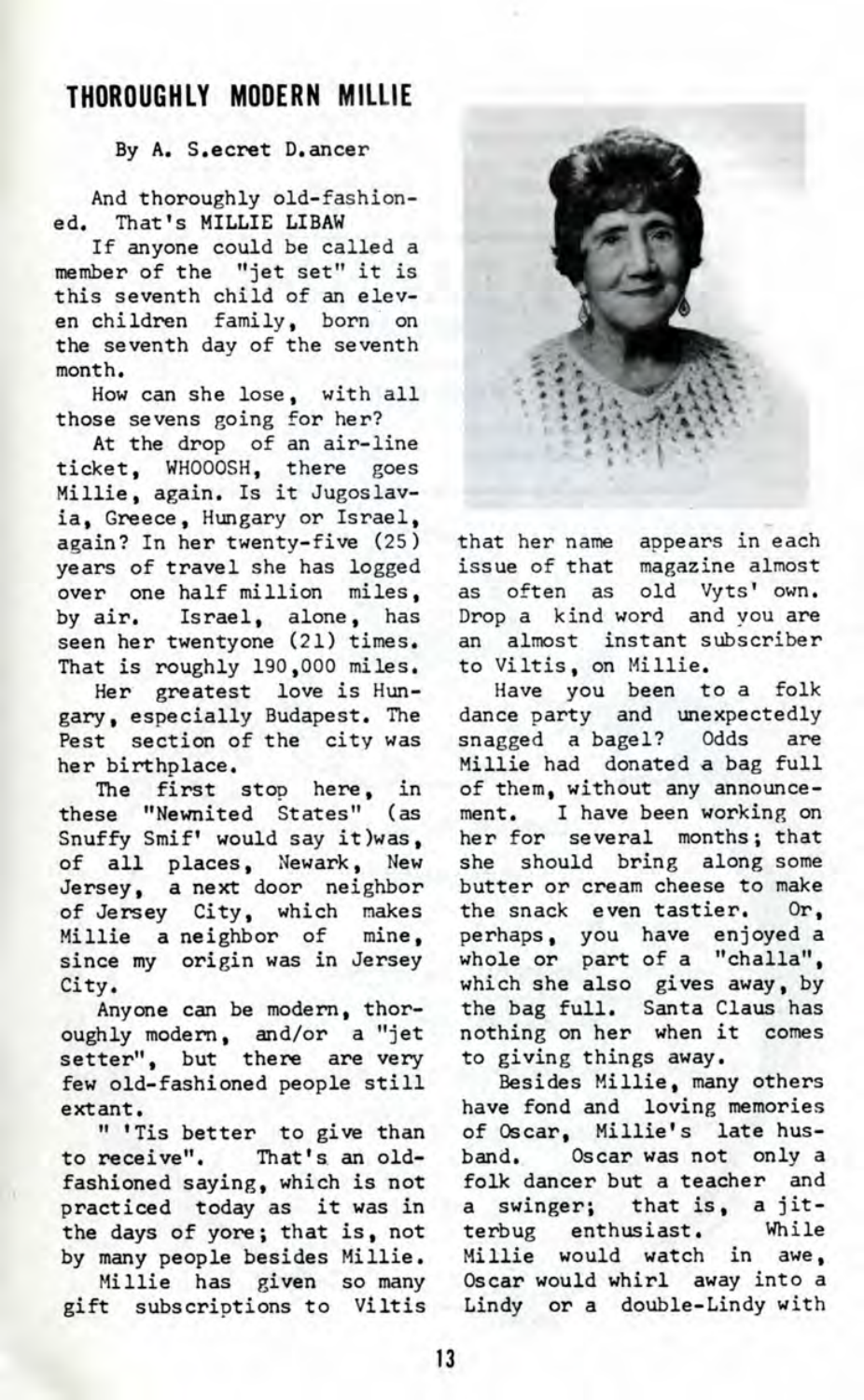## THOROUGHLY MODERN MILLIE

By A. S.ecret D.ancer

And thoroughly old-fashioned. That's MILLIE LIBAW

If anyone could be called a member of the "jet set" it is this seventh child of an eleven children family, born on the seventh day of the seventh month.

How can she lose, with all those sevens going for her?

At the drop of an air-line ticket, WHOOOSH, there goes Millie, again. Is it Jugoslavia, Greece, Hungary or Israel, again? In her twenty-five (25) years of travel she has logged over one half million miles, by air. Israel, alone, has seen her twentyone (21) times. That is roughly 190,000 miles.

Her greatest love is Hungary, especially Budapest. The Pest section of the city was her birthplace.

The first stop here, in these "Newnited States" (as Snuffy Smif' would say it)was, of all places, Newark, New Jersey, a next door neighbor of Jersey City, which makes Millie a neighbor of mine, since my origin was in Jersey City.

Anyone can be modern, thoroughly modern, and/or a "jet setter", but there are very few old-fashioned people still extant.

" 'Tis better to give than to receive". That's an old-fashioned saying, which is not practiced today as it was in the days of yore; that is, not by many people besides Millie.

Millie has given so many gift subscriptions to Viltis that her name appears in each issue of that magazine almost as often as old Vyts' own. Drop a kind word and you are an almost instant subscriber to Viltis, on Millie.

Have you been to a folk dance party and unexpectedly snagged a bagel? Odds are Millie had donated a bag full of them, without any announcement. I have been working on her for several months; that she should bring along some butter or cream cheese to make the snack even tastier. Or, perhaps, you have enjoyed a whole or part of a "challa", which she also gives away, by the bag full. Santa Claus has nothing on her when it comes to giving things away.

Besides Millie, many others have fond and loving memories of Oscar, Millie's late husband. Oscar was not only a folk dancer but a teacher and a swinger; that is, a jitterbug enthusiast. While Millie would watch in awe, Oscar would whirl away into a Lindy or a double-Lindy with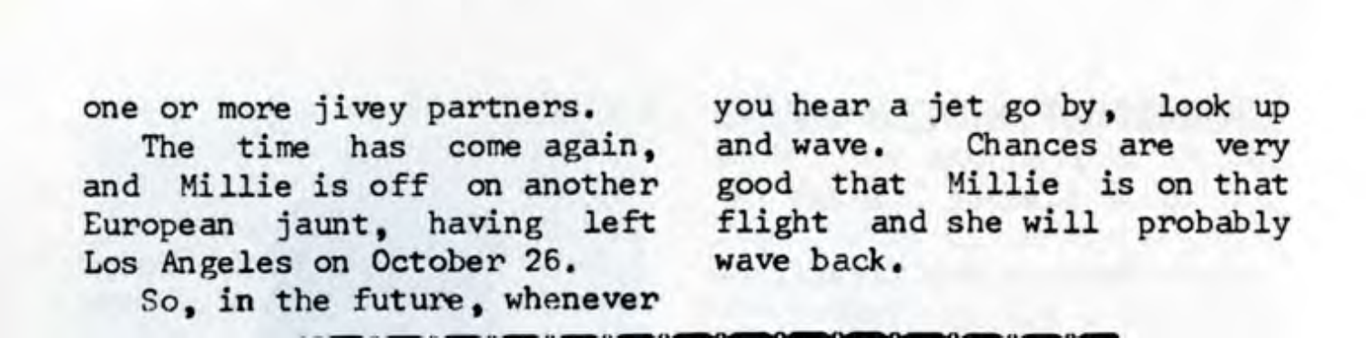one or more jivey partners.

The time has come again, and Millie is off on another European jaunt, having left Los Angeles on October 26.

So, in the future, whenever you hear a jet go by, look up and wave. Chances are very good that Millie is on that flight and she will probably wave back.